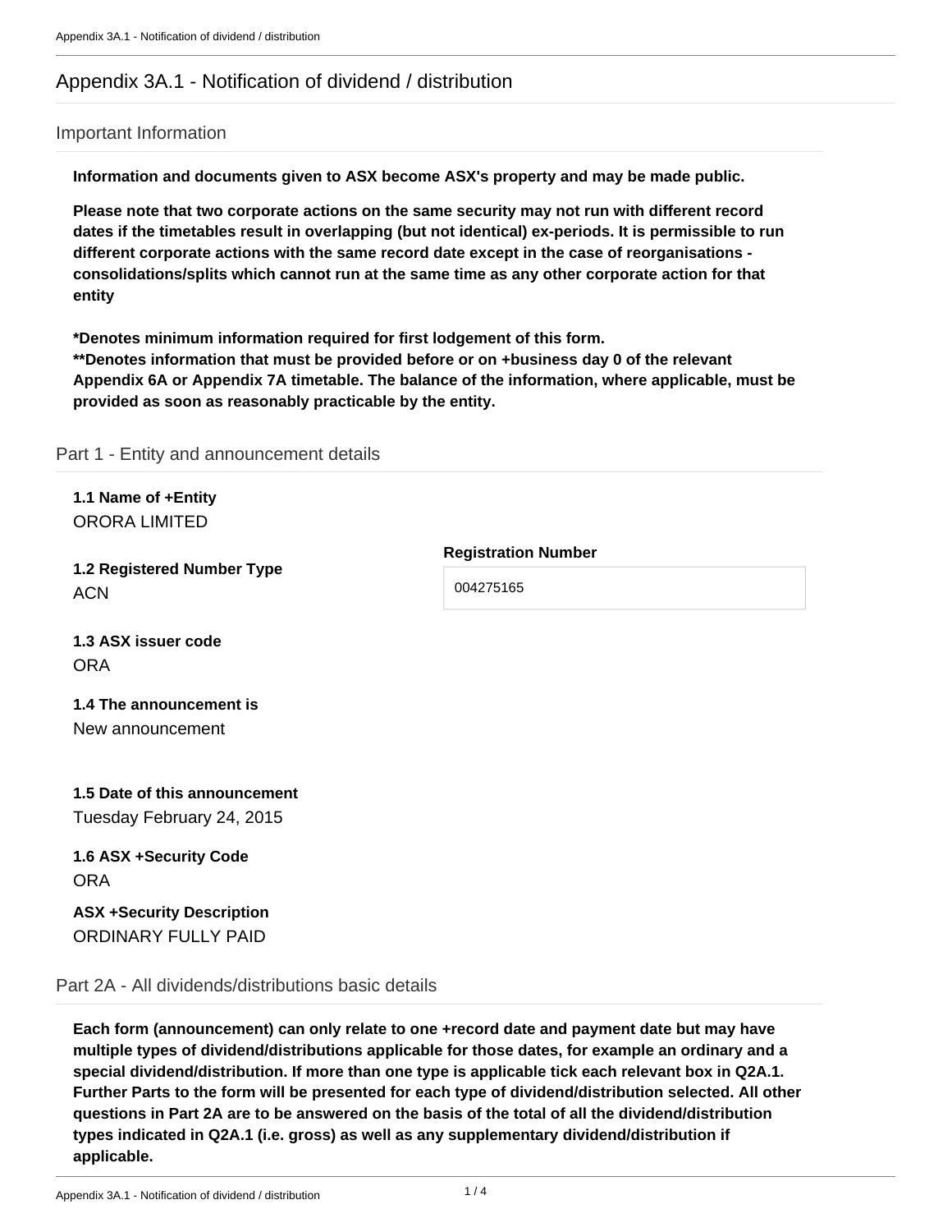# Appendix 3A.1 - Notification of dividend / distribution

## Important Information

**Information and documents given to ASX become ASX's property and may be made public.**

**Please note that two corporate actions on the same security may not run with different record dates if the timetables result in overlapping (but not identical) ex-periods. It is permissible to run different corporate actions with the same record date except in the case of reorganisations - consolidations/splits which cannot run at the same time as any other corporate action for that entity**

***Denotes minimum information required for first lodgement of this form.**
****Denotes information that must be provided before or on +business day 0 of the relevant Appendix 6A or Appendix 7A timetable. The balance of the information, where applicable, must be provided as soon as reasonably practicable by the entity.**

## Part 1 - Entity and announcement details

**1.1 Name of +Entity**
ORORA LIMITED

**1.2 Registered Number Type**
ACN

**Registration Number**
004275165

**1.3 ASX issuer code**
ORA

**1.4 The announcement is**
New announcement

**1.5 Date of this announcement**
Tuesday February 24, 2015

**1.6 ASX +Security Code**
ORA

**ASX +Security Description**
ORDINARY FULLY PAID

## Part 2A - All dividends/distributions basic details

**Each form (announcement) can only relate to one +record date and payment date but may have multiple types of dividend/distributions applicable for those dates, for example an ordinary and a special dividend/distribution. If more than one type is applicable tick each relevant box in Q2A.1. Further Parts to the form will be presented for each type of dividend/distribution selected. All other questions in Part 2A are to be answered on the basis of the total of all the dividend/distribution types indicated in Q2A.1 (i.e. gross) as well as any supplementary dividend/distribution if applicable.**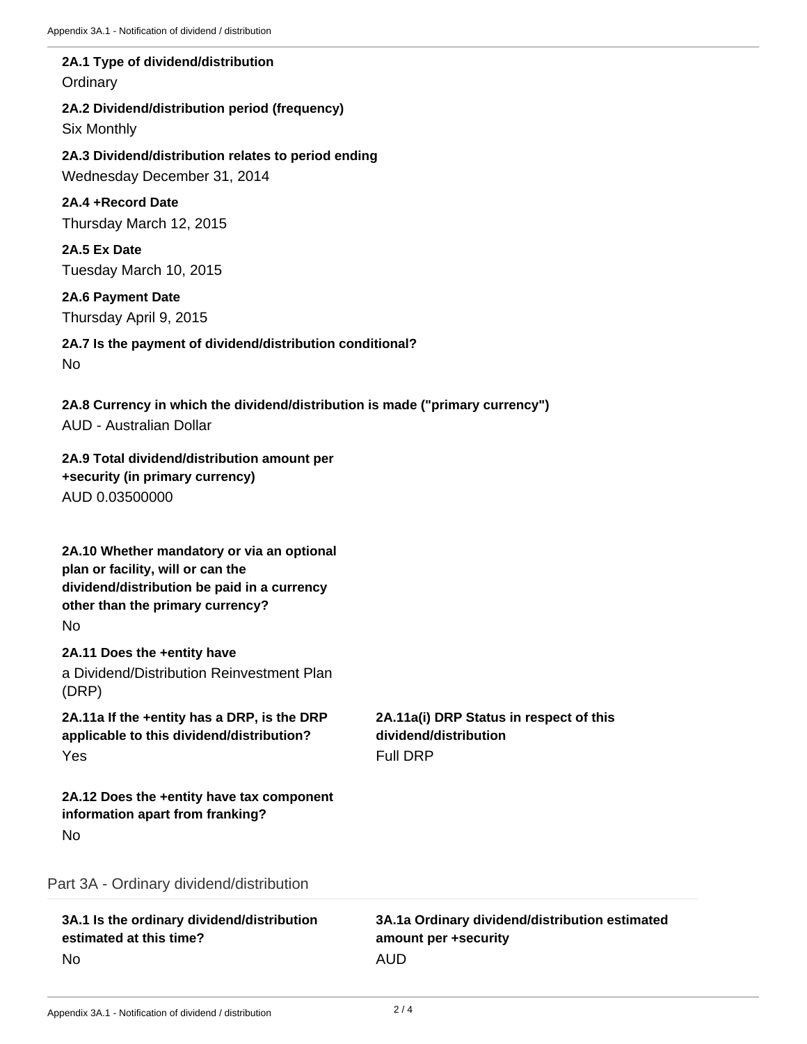**2A.1 Type of dividend/distribution**
Ordinary

**2A.2 Dividend/distribution period (frequency)**
Six Monthly

**2A.3 Dividend/distribution relates to period ending**
Wednesday December 31, 2014

**2A.4 +Record Date**
Thursday March 12, 2015

**2A.5 Ex Date**
Tuesday March 10, 2015

**2A.6 Payment Date**
Thursday April 9, 2015

**2A.7 Is the payment of dividend/distribution conditional?**
No

**2A.8 Currency in which the dividend/distribution is made ("primary currency")**
AUD - Australian Dollar

**2A.9 Total dividend/distribution amount per +security (in primary currency)**
AUD 0.03500000

**2A.10 Whether mandatory or via an optional plan or facility, will or can the dividend/distribution be paid in a currency other than the primary currency?**
No

**2A.11 Does the +entity have**
a Dividend/Distribution Reinvestment Plan (DRP)

**2A.11a If the +entity has a DRP, is the DRP applicable to this dividend/distribution?**
Yes

**2A.11a(i) DRP Status in respect of this dividend/distribution**
Full DRP

**2A.12 Does the +entity have tax component information apart from franking?**
No

## Part 3A - Ordinary dividend/distribution

**3A.1 Is the ordinary dividend/distribution estimated at this time?**
No

**3A.1a Ordinary dividend/distribution estimated amount per +security**
AUD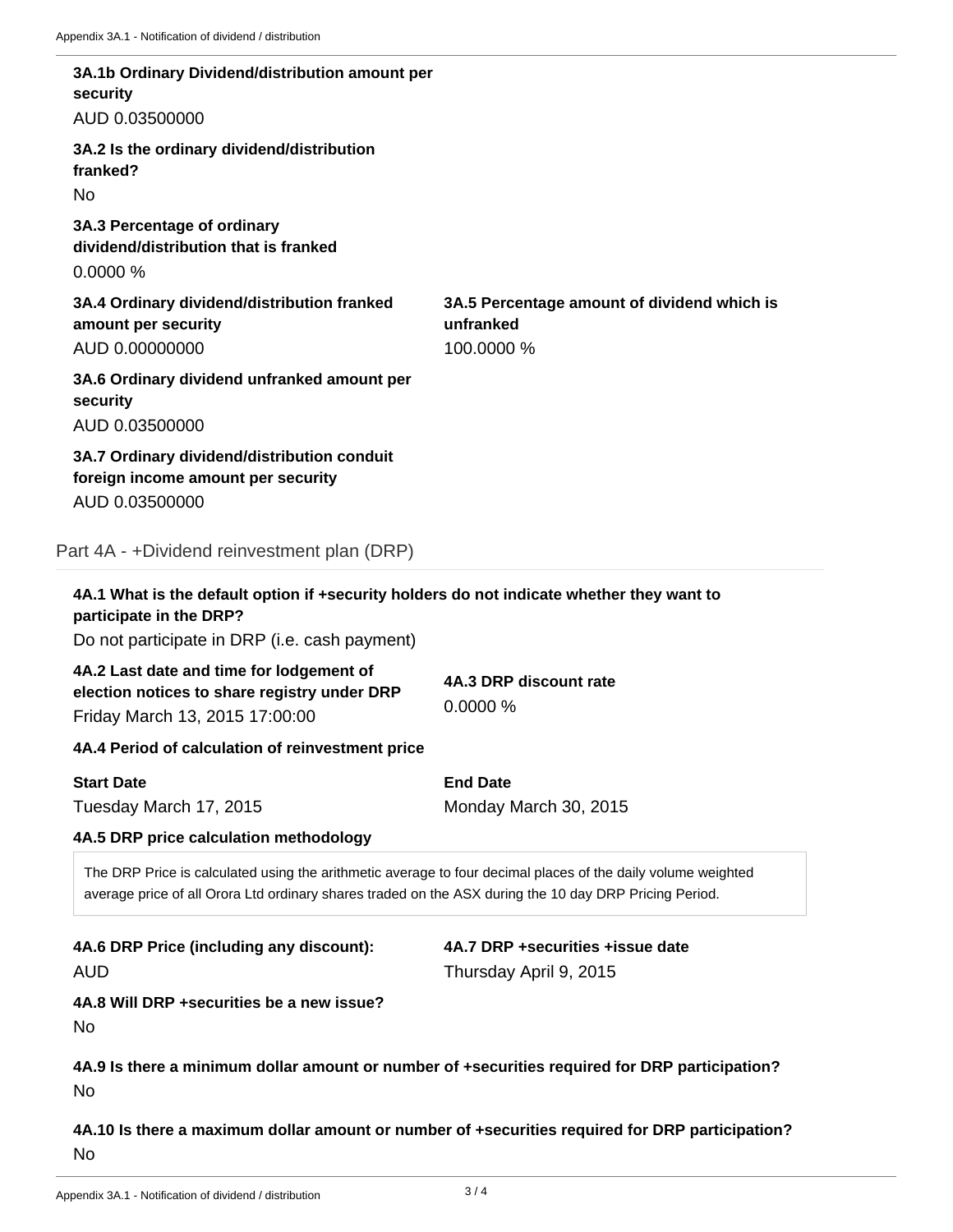**3A.1b Ordinary Dividend/distribution amount per security**

AUD 0.03500000

**3A.2 Is the ordinary dividend/distribution franked?**

No

**3A.3 Percentage of ordinary dividend/distribution that is franked**

0.0000 %

**3A.4 Ordinary dividend/distribution franked amount per security**

AUD 0.00000000

**3A.5 Percentage amount of dividend which is unfranked**

100.0000 %

**3A.6 Ordinary dividend unfranked amount per security**

AUD 0.03500000

**3A.7 Ordinary dividend/distribution conduit foreign income amount per security**

AUD 0.03500000

## Part 4A - +Dividend reinvestment plan (DRP)

**4A.1 What is the default option if +security holders do not indicate whether they want to participate in the DRP?**

Do not participate in DRP (i.e. cash payment)

**4A.2 Last date and time for lodgement of election notices to share registry under DRP**

Friday March 13, 2015 17:00:00

**4A.3 DRP discount rate**

0.0000 %

**4A.4 Period of calculation of reinvestment price**

**Start Date**

Tuesday March 17, 2015

**End Date**

Monday March 30, 2015

**4A.5 DRP price calculation methodology**

The DRP Price is calculated using the arithmetic average to four decimal places of the daily volume weighted average price of all Orora Ltd ordinary shares traded on the ASX during the 10 day DRP Pricing Period.

**4A.6 DRP Price (including any discount):**

AUD

**4A.7 DRP +securities +issue date**

Thursday April 9, 2015

**4A.8 Will DRP +securities be a new issue?**

No

**4A.9 Is there a minimum dollar amount or number of +securities required for DRP participation?**

No

**4A.10 Is there a maximum dollar amount or number of +securities required for DRP participation?**

No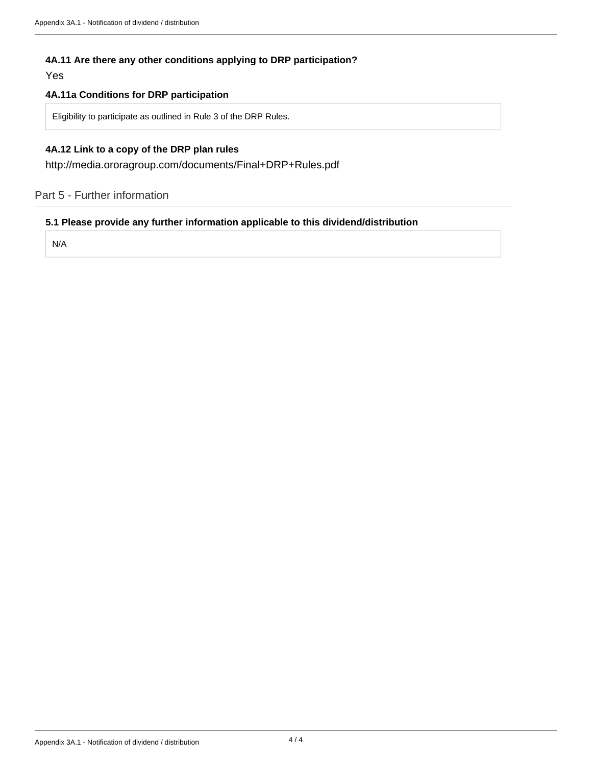**4A.11 Are there any other conditions applying to DRP participation?**

Yes

**4A.11a Conditions for DRP participation**

Eligibility to participate as outlined in Rule 3 of the DRP Rules.

**4A.12 Link to a copy of the DRP plan rules**

http://media.ororagroup.com/documents/Final+DRP+Rules.pdf

## Part 5 - Further information

**5.1 Please provide any further information applicable to this dividend/distribution**

N/A